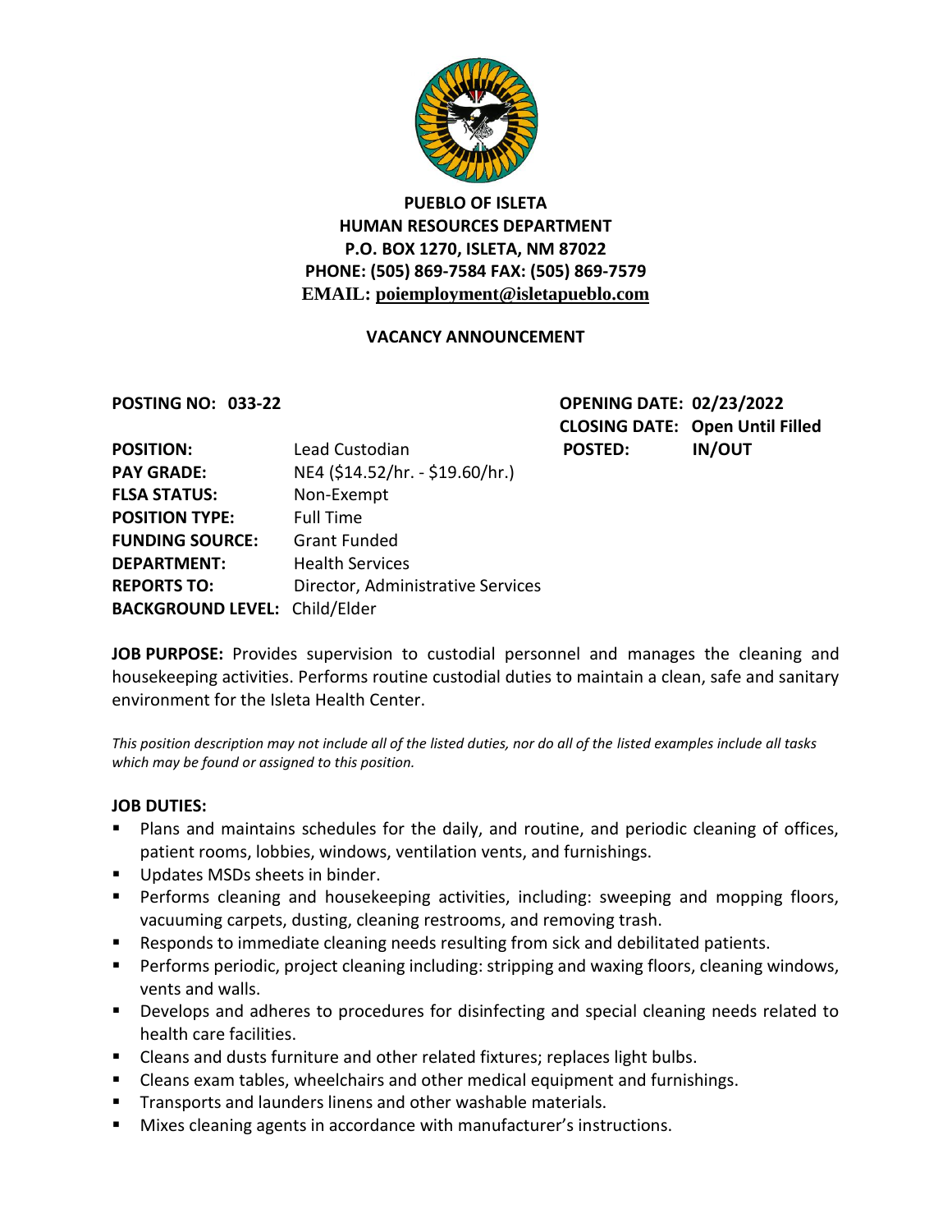**PUEBLO OF ISLETA**
**HUMAN RESOURCES DEPARTMENT**
**P.O. BOX 1270, ISLETA, NM 87022**
**PHONE: (505) 869-7584 FAX: (505) 869-7579**
**EMAIL: poiemployment@isletapueblo.com**

## VACANCY ANNOUNCEMENT

**POSTING NO: 033-22**

**OPENING DATE:** 02/23/2022
**CLOSING DATE:** Open Until Filled
**POSTED:** IN/OUT

**POSITION:** Lead Custodian
**PAY GRADE:** NE4 ($14.52/hr. - $19.60/hr.)
**FLSA STATUS:** Non-Exempt
**POSITION TYPE:** Full Time
**FUNDING SOURCE:** Grant Funded
**DEPARTMENT:** Health Services
**REPORTS TO:** Director, Administrative Services
**BACKGROUND LEVEL:** Child/Elder

**JOB PURPOSE:** Provides supervision to custodial personnel and manages the cleaning and housekeeping activities. Performs routine custodial duties to maintain a clean, safe and sanitary environment for the Isleta Health Center.

*This position description may not include all of the listed duties, nor do all of the listed examples include all tasks which may be found or assigned to this position.*

**JOB DUTIES:**

- Plans and maintains schedules for the daily, and routine, and periodic cleaning of offices, patient rooms, lobbies, windows, ventilation vents, and furnishings.
- Updates MSDs sheets in binder.
- Performs cleaning and housekeeping activities, including: sweeping and mopping floors, vacuuming carpets, dusting, cleaning restrooms, and removing trash.
- Responds to immediate cleaning needs resulting from sick and debilitated patients.
- Performs periodic, project cleaning including: stripping and waxing floors, cleaning windows, vents and walls.
- Develops and adheres to procedures for disinfecting and special cleaning needs related to health care facilities.
- Cleans and dusts furniture and other related fixtures; replaces light bulbs.
- Cleans exam tables, wheelchairs and other medical equipment and furnishings.
- Transports and launders linens and other washable materials.
- Mixes cleaning agents in accordance with manufacturer's instructions.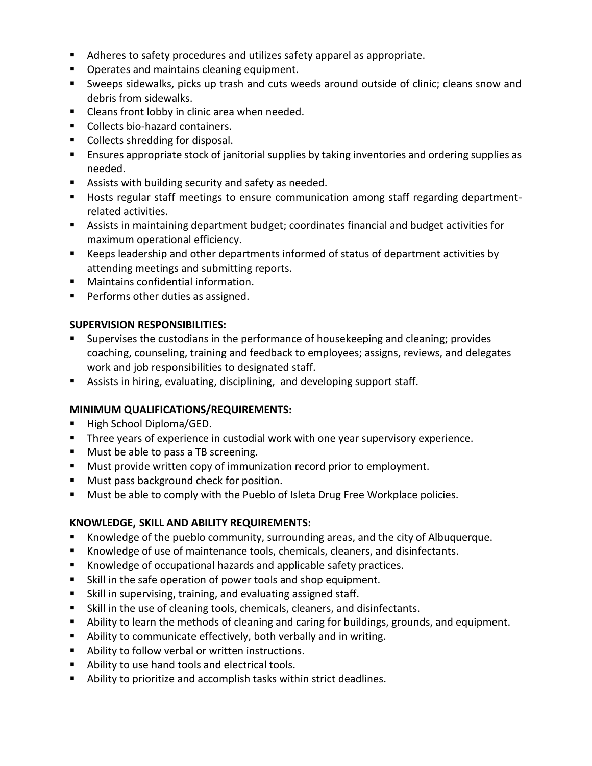- Adheres to safety procedures and utilizes safety apparel as appropriate.
- Operates and maintains cleaning equipment.
- Sweeps sidewalks, picks up trash and cuts weeds around outside of clinic; cleans snow and debris from sidewalks.
- Cleans front lobby in clinic area when needed.
- Collects bio-hazard containers.
- Collects shredding for disposal.
- Ensures appropriate stock of janitorial supplies by taking inventories and ordering supplies as needed.
- Assists with building security and safety as needed.
- Hosts regular staff meetings to ensure communication among staff regarding department-related activities.
- Assists in maintaining department budget; coordinates financial and budget activities for maximum operational efficiency.
- Keeps leadership and other departments informed of status of department activities by attending meetings and submitting reports.
- Maintains confidential information.
- Performs other duties as assigned.

**SUPERVISION RESPONSIBILITIES:**

- Supervises the custodians in the performance of housekeeping and cleaning; provides coaching, counseling, training and feedback to employees; assigns, reviews, and delegates work and job responsibilities to designated staff.
- Assists in hiring, evaluating, disciplining, and developing support staff.

**MINIMUM QUALIFICATIONS/REQUIREMENTS:**

- High School Diploma/GED.
- Three years of experience in custodial work with one year supervisory experience.
- Must be able to pass a TB screening.
- Must provide written copy of immunization record prior to employment.
- Must pass background check for position.
- Must be able to comply with the Pueblo of Isleta Drug Free Workplace policies.

**KNOWLEDGE, SKILL AND ABILITY REQUIREMENTS:**

- Knowledge of the pueblo community, surrounding areas, and the city of Albuquerque.
- Knowledge of use of maintenance tools, chemicals, cleaners, and disinfectants.
- Knowledge of occupational hazards and applicable safety practices.
- Skill in the safe operation of power tools and shop equipment.
- Skill in supervising, training, and evaluating assigned staff.
- Skill in the use of cleaning tools, chemicals, cleaners, and disinfectants.
- Ability to learn the methods of cleaning and caring for buildings, grounds, and equipment.
- Ability to communicate effectively, both verbally and in writing.
- Ability to follow verbal or written instructions.
- Ability to use hand tools and electrical tools.
- Ability to prioritize and accomplish tasks within strict deadlines.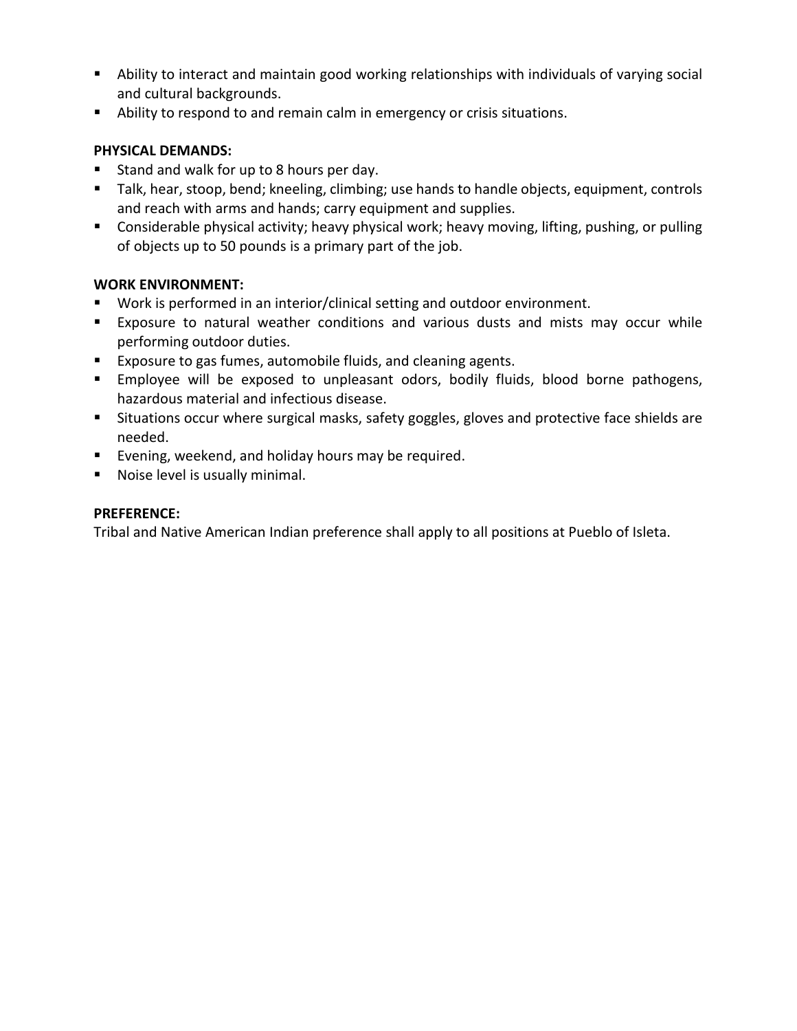- Ability to interact and maintain good working relationships with individuals of varying social and cultural backgrounds.
- Ability to respond to and remain calm in emergency or crisis situations.

**PHYSICAL DEMANDS:**

- Stand and walk for up to 8 hours per day.
- Talk, hear, stoop, bend; kneeling, climbing; use hands to handle objects, equipment, controls and reach with arms and hands; carry equipment and supplies.
- Considerable physical activity; heavy physical work; heavy moving, lifting, pushing, or pulling of objects up to 50 pounds is a primary part of the job.

**WORK ENVIRONMENT:**

- Work is performed in an interior/clinical setting and outdoor environment.
- Exposure to natural weather conditions and various dusts and mists may occur while performing outdoor duties.
- Exposure to gas fumes, automobile fluids, and cleaning agents.
- Employee will be exposed to unpleasant odors, bodily fluids, blood borne pathogens, hazardous material and infectious disease.
- Situations occur where surgical masks, safety goggles, gloves and protective face shields are needed.
- Evening, weekend, and holiday hours may be required.
- Noise level is usually minimal.

**PREFERENCE:**

Tribal and Native American Indian preference shall apply to all positions at Pueblo of Isleta.